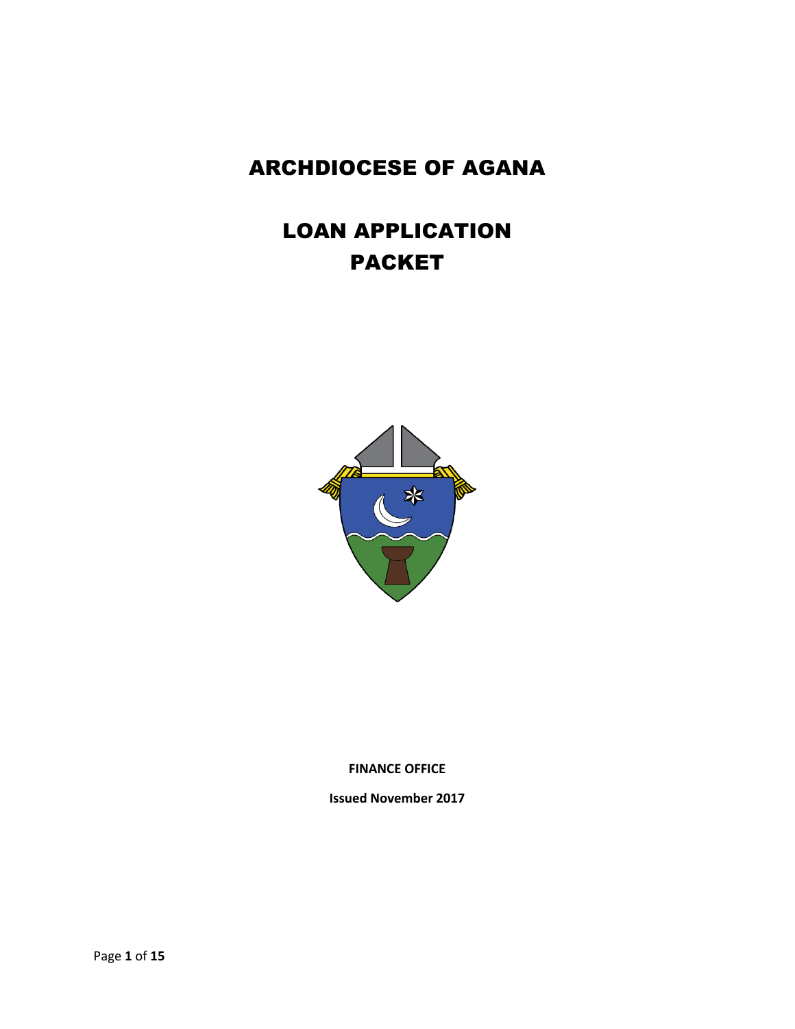# ARCHDIOCESE OF AGANA

# LOAN APPLICATION PACKET

**FINANCE OFFICE**

**Issued November 2017**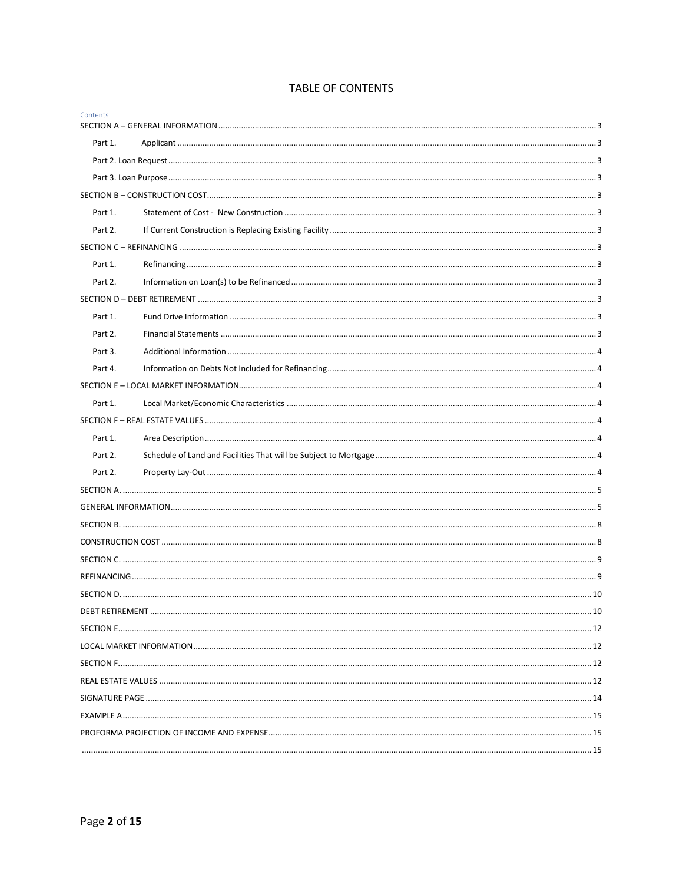# TABLE OF CONTENTS

Contents

SECTION A – GENERAL INFORMATION .......... 3

- Part 1. Applicant .......... 3
- Part 2. Loan Request .......... 3
- Part 3. Loan Purpose .......... 3

SECTION B – CONSTRUCTION COST .......... 3

- Part 1. Statement of Cost - New Construction .......... 3
- Part 2. If Current Construction is Replacing Existing Facility .......... 3

SECTION C – REFINANCING .......... 3

- Part 1. Refinancing .......... 3
- Part 2. Information on Loan(s) to be Refinanced .......... 3

SECTION D – DEBT RETIREMENT .......... 3

- Part 1. Fund Drive Information .......... 3
- Part 2. Financial Statements .......... 3
- Part 3. Additional Information .......... 4
- Part 4. Information on Debts Not Included for Refinancing .......... 4

SECTION E – LOCAL MARKET INFORMATION .......... 4

- Part 1. Local Market/Economic Characteristics .......... 4

SECTION F – REAL ESTATE VALUES .......... 4

- Part 1. Area Description .......... 4
- Part 2. Schedule of Land and Facilities That will be Subject to Mortgage .......... 4
- Part 2. Property Lay-Out .......... 4

SECTION A. .......... 5

GENERAL INFORMATION .......... 5

SECTION B. .......... 8

CONSTRUCTION COST .......... 8

SECTION C. .......... 9

REFINANCING .......... 9

SECTION D. .......... 10

DEBT RETIREMENT .......... 10

SECTION E. .......... 12

LOCAL MARKET INFORMATION .......... 12

SECTION F. .......... 12

REAL ESTATE VALUES .......... 12

SIGNATURE PAGE .......... 14

EXAMPLE A .......... 15

PROFORMA PROJECTION OF INCOME AND EXPENSE .......... 15

.......... 15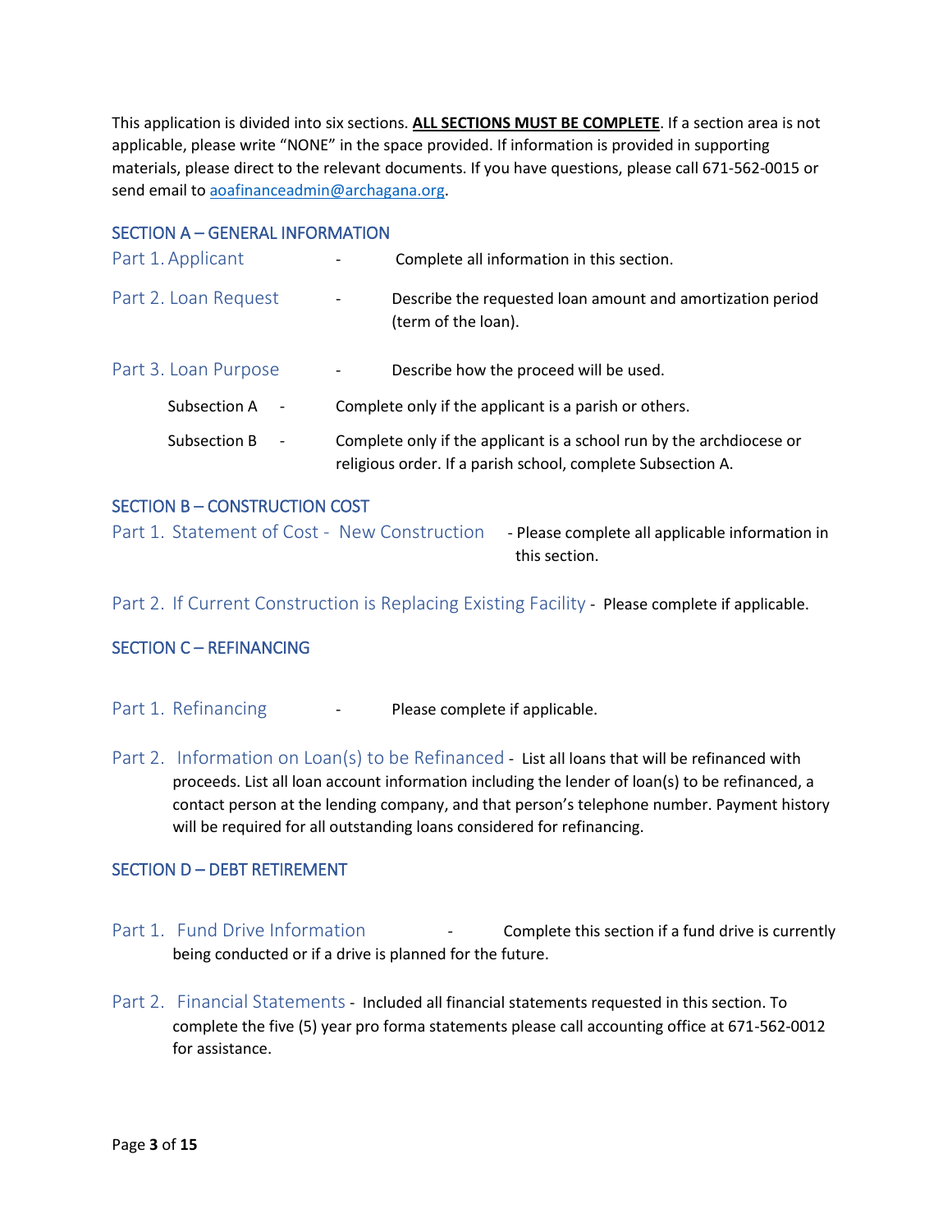This application is divided into six sections. **ALL SECTIONS MUST BE COMPLETE**. If a section area is not applicable, please write "NONE" in the space provided. If information is provided in supporting materials, please direct to the relevant documents. If you have questions, please call 671-562-0015 or send email to aoafinanceadmin@archagana.org.

## SECTION A – GENERAL INFORMATION

### Part 1. Applicant

- Complete all information in this section.

### Part 2. Loan Request

- Describe the requested loan amount and amortization period (term of the loan).

### Part 3. Loan Purpose

- Describe how the proceed will be used.

Subsection A - Complete only if the applicant is a parish or others.

Subsection B - Complete only if the applicant is a school run by the archdiocese or religious order. If a parish school, complete Subsection A.

## SECTION B – CONSTRUCTION COST

### Part 1. Statement of Cost - New Construction

- Please complete all applicable information in this section.

### Part 2. If Current Construction is Replacing Existing Facility

- Please complete if applicable.

## SECTION C – REFINANCING

### Part 1. Refinancing

- Please complete if applicable.

### Part 2. Information on Loan(s) to be Refinanced

- List all loans that will be refinanced with proceeds. List all loan account information including the lender of loan(s) to be refinanced, a contact person at the lending company, and that person's telephone number. Payment history will be required for all outstanding loans considered for refinancing.

## SECTION D – DEBT RETIREMENT

### Part 1. Fund Drive Information

- Complete this section if a fund drive is currently being conducted or if a drive is planned for the future.

### Part 2. Financial Statements

- Included all financial statements requested in this section. To complete the five (5) year pro forma statements please call accounting office at 671-562-0012 for assistance.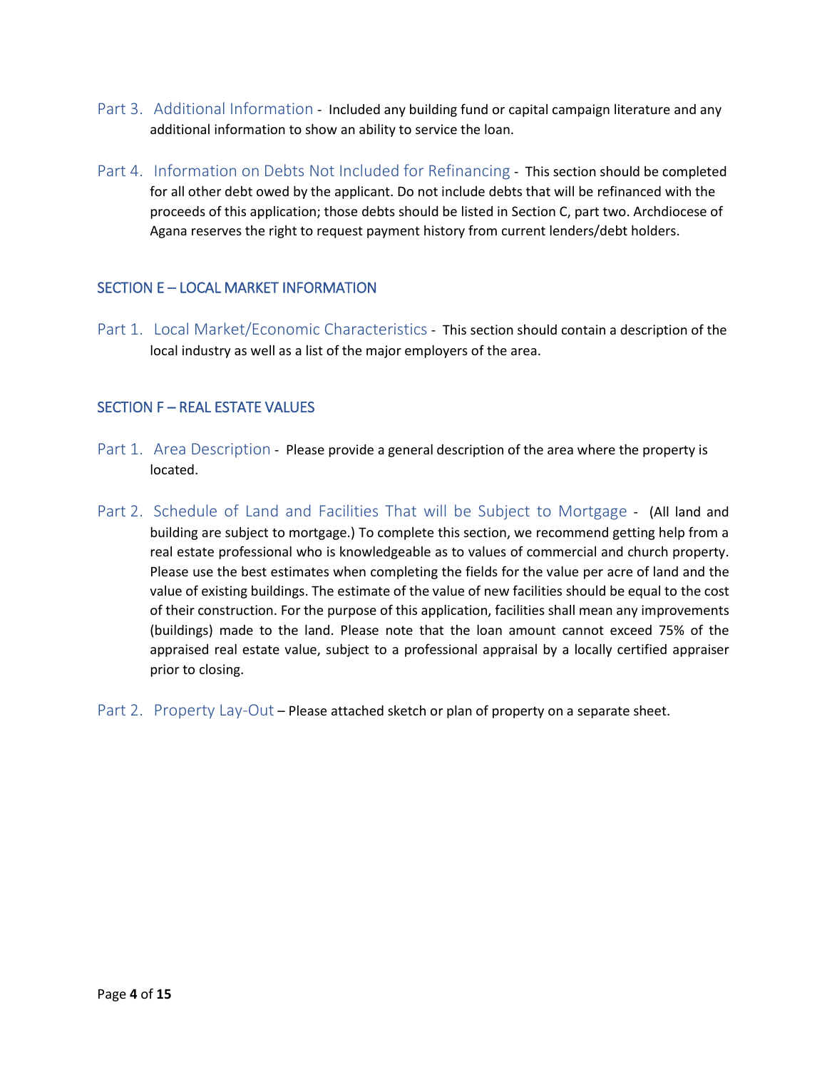Part 3. Additional Information - Included any building fund or capital campaign literature and any additional information to show an ability to service the loan.

Part 4. Information on Debts Not Included for Refinancing - This section should be completed for all other debt owed by the applicant. Do not include debts that will be refinanced with the proceeds of this application; those debts should be listed in Section C, part two. Archdiocese of Agana reserves the right to request payment history from current lenders/debt holders.

## SECTION E – LOCAL MARKET INFORMATION

Part 1. Local Market/Economic Characteristics - This section should contain a description of the local industry as well as a list of the major employers of the area.

## SECTION F – REAL ESTATE VALUES

Part 1. Area Description - Please provide a general description of the area where the property is located.

Part 2. Schedule of Land and Facilities That will be Subject to Mortgage - (All land and building are subject to mortgage.) To complete this section, we recommend getting help from a real estate professional who is knowledgeable as to values of commercial and church property. Please use the best estimates when completing the fields for the value per acre of land and the value of existing buildings. The estimate of the value of new facilities should be equal to the cost of their construction. For the purpose of this application, facilities shall mean any improvements (buildings) made to the land. Please note that the loan amount cannot exceed 75% of the appraised real estate value, subject to a professional appraisal by a locally certified appraiser prior to closing.

Part 2. Property Lay-Out – Please attached sketch or plan of property on a separate sheet.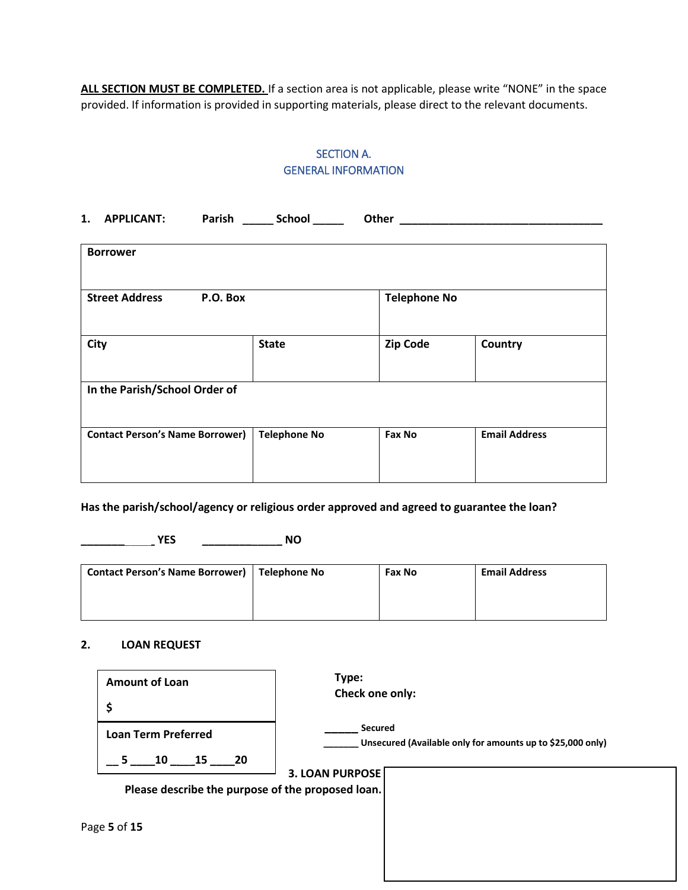**<u>ALL SECTION MUST BE COMPLETED.</u>** If a section area is not applicable, please write “NONE” in the space provided. If information is provided in supporting materials, please direct to the relevant documents.

## SECTION A.
## GENERAL INFORMATION

**1. APPLICANT:** **Parish** _____ **School** _____ **Other** ________________________________

| **Borrower** | | | |
|---|---|---|---|
| **Street Address P.O. Box** | | **Telephone No** | |
| **City** | **State** | **Zip Code** | **Country** |
| **In the Parish/School Order of** | | | |
| **Contact Person’s Name Borrower)** | **Telephone No** | **Fax No** | **Email Address** |
| | | | |

**Has the parish/school/agency or religious order approved and agreed to guarantee the loan?**

**_____________ YES** **_____________ NO**

| **Contact Person’s Name Borrower)** | **Telephone No** | **Fax No** | **Email Address** |
|---|---|---|---|
| | | | |

**2. LOAN REQUEST**

| **Amount of Loan** |
|---|
| **$** |
| **Loan Term Preferred** |
| **__ 5 ____10 ____15 ____20** |

**Type:**
**Check one only:**

**______ Secured**
**_______ Unsecured (Available only for amounts up to $25,000 only)**

**3. LOAN PURPOSE**
**Please describe the purpose of the proposed loan.**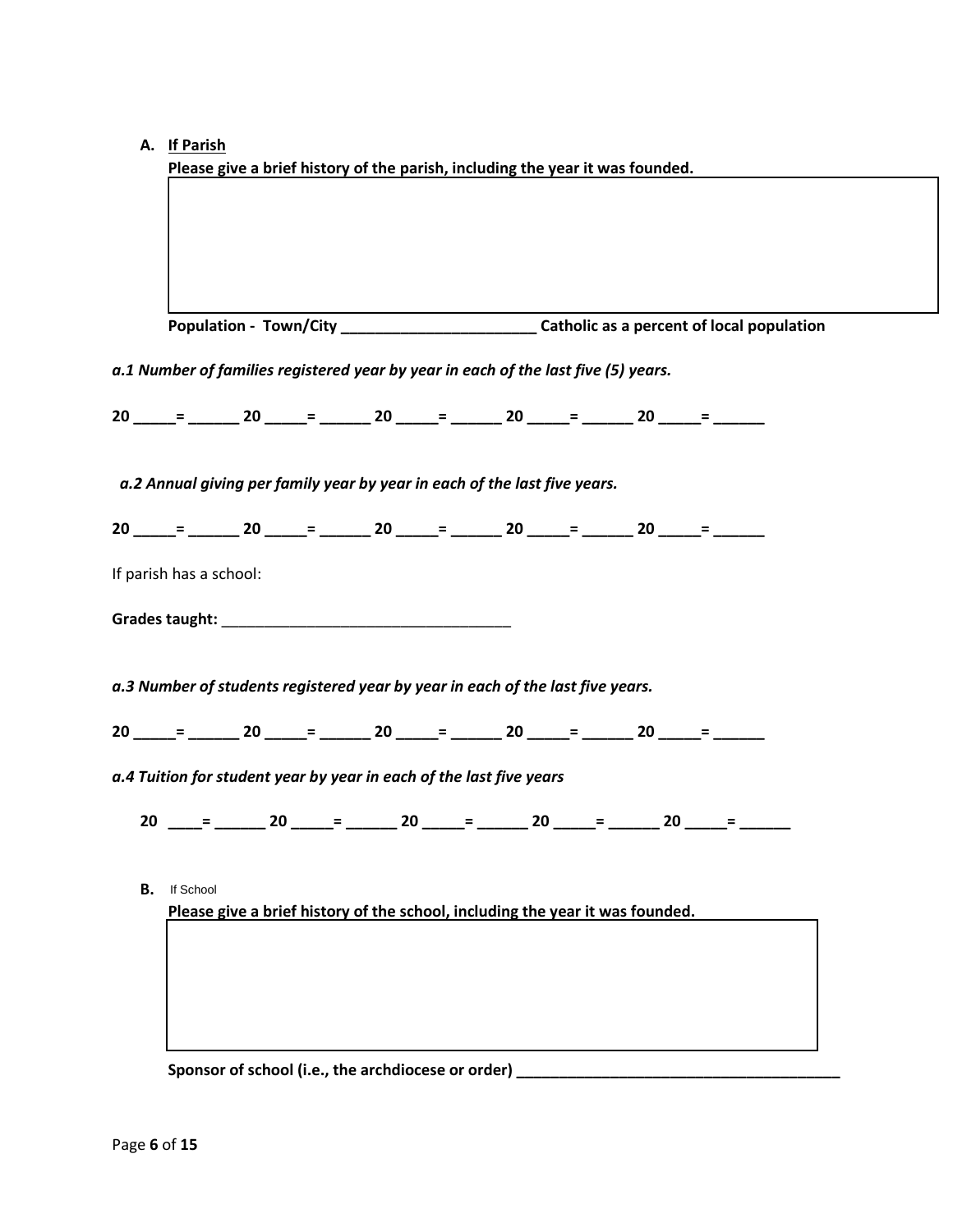A. <u>**If Parish**</u>

**Please give a brief history of the parish, including the year it was founded.**

| |
|---|
| |

**Population - Town/City ________________________ Catholic as a percent of local population**

***a.1 Number of families registered year by year in each of the last five (5) years.***

**20 _____= ______ 20 _____= ______ 20 _____= ______ 20 _____= ______ 20 _____= ______**

***a.2 Annual giving per family year by year in each of the last five years.***

**20 _____= ______ 20 _____= ______ 20 _____= ______ 20 _____= ______ 20 _____= ______**

If parish has a school:

**Grades taught:** ___________________________________

***a.3 Number of students registered year by year in each of the last five years.***

**20 _____= ______ 20 _____= ______ 20 _____= ______ 20 _____= ______ 20 _____= ______**

***a.4 Tuition for student year by year in each of the last five years***

**20 ____= ______ 20 _____= ______ 20 _____= ______ 20 _____= ______ 20 _____= ______**

**B.** If School

**Please give a brief history of the school, including the year it was founded.**

| |
|---|
| |

**Sponsor of school (i.e., the archdiocese or order) ________________________________________**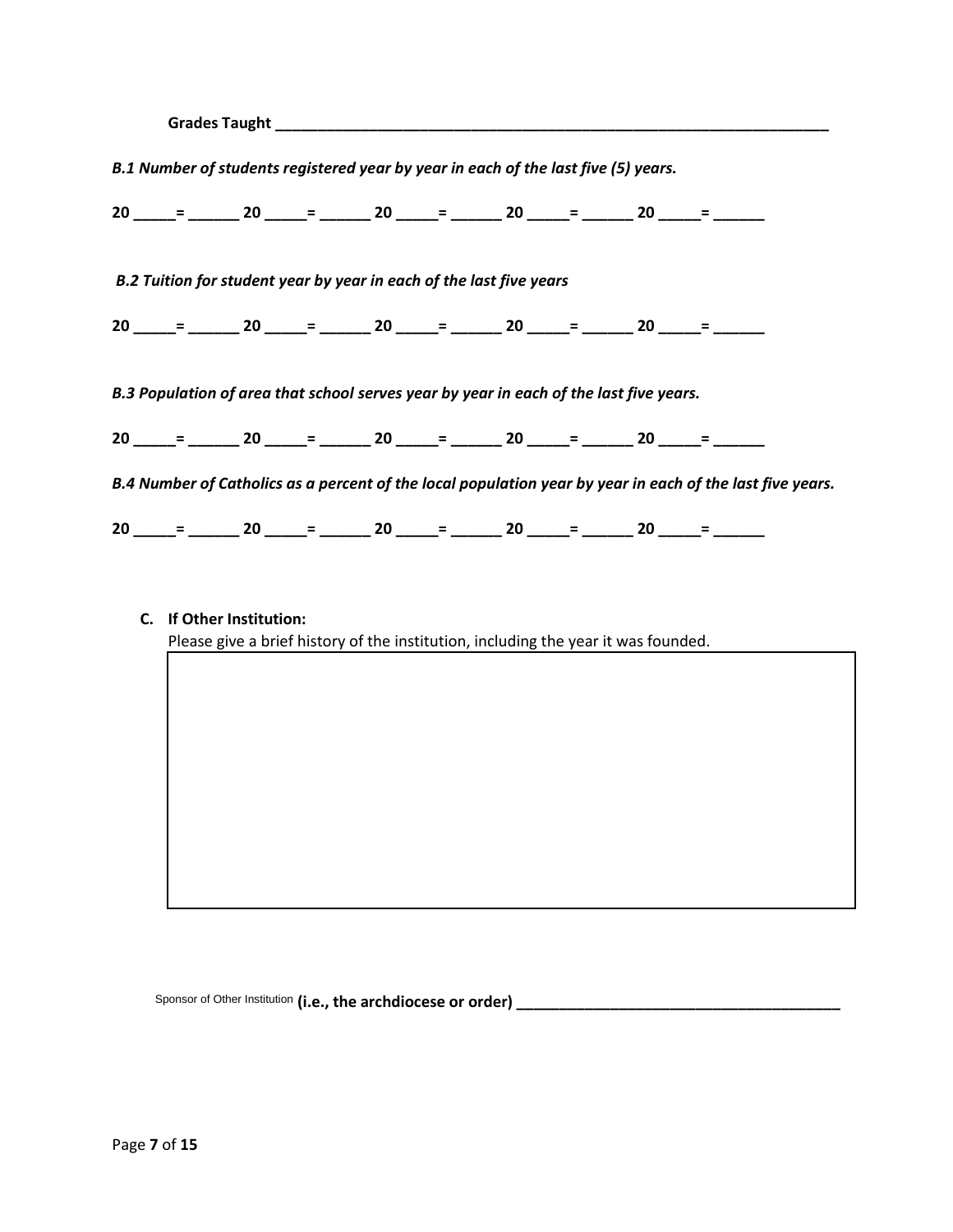**Grades Taught** ______________________________________________________________________

***B.1 Number of students registered year by year in each of the last five (5) years.***

**20 _____= ______ 20 _____= ______ 20 _____= ______ 20 _____= ______ 20 _____= ______**

***B.2 Tuition for student year by year in each of the last five years***

**20 _____= ______ 20 _____= ______ 20 _____= ______ 20 _____= ______ 20 _____= ______**

***B.3 Population of area that school serves year by year in each of the last five years.***

**20 _____= ______ 20 _____= ______ 20 _____= ______ 20 _____= ______ 20 _____= ______**

***B.4 Number of Catholics as a percent of the local population year by year in each of the last five years.***

**20 _____= ______ 20 _____= ______ 20 _____= ______ 20 _____= ______ 20 _____= ______**

**C. If Other Institution:**

Please give a brief history of the institution, including the year it was founded.

Sponsor of Other Institution **(i.e., the archdiocese or order)** ______________________________________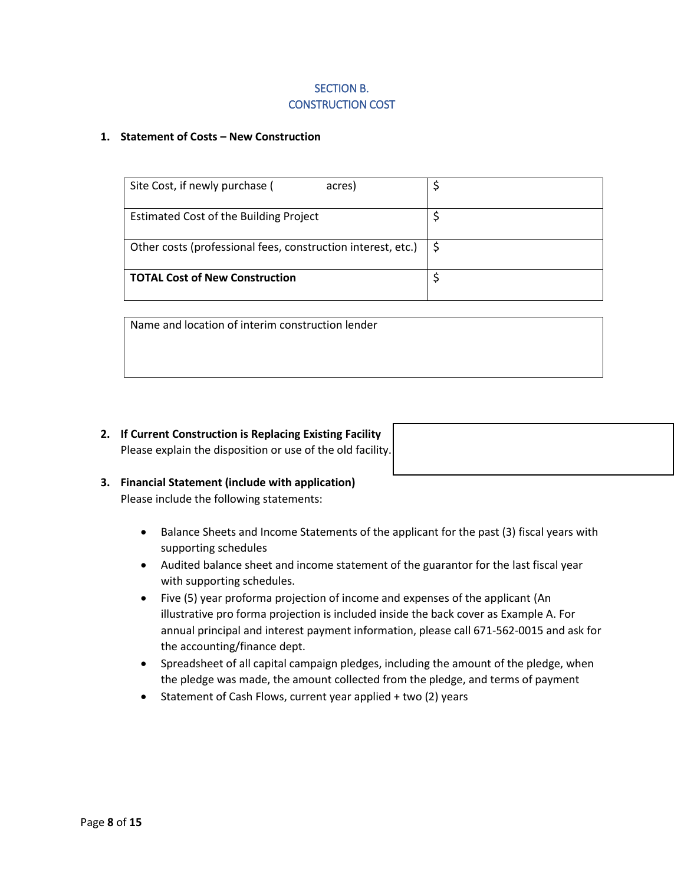## SECTION B.
## CONSTRUCTION COST

**1. Statement of Costs – New Construction**

| | |
|---|---|
| Site Cost, if newly purchase (                acres) | $ |
| Estimated Cost of the Building Project | $ |
| Other costs (professional fees, construction interest, etc.) | $ |
| **TOTAL Cost of New Construction** | $ |

| Name and location of interim construction lender |
|---|
| |

**2. If Current Construction is Replacing Existing Facility**
Please explain the disposition or use of the old facility.

**3. Financial Statement (include with application)**
Please include the following statements:

- Balance Sheets and Income Statements of the applicant for the past (3) fiscal years with supporting schedules
- Audited balance sheet and income statement of the guarantor for the last fiscal year with supporting schedules.
- Five (5) year proforma projection of income and expenses of the applicant (An illustrative pro forma projection is included inside the back cover as Example A. For annual principal and interest payment information, please call 671-562-0015 and ask for the accounting/finance dept.
- Spreadsheet of all capital campaign pledges, including the amount of the pledge, when the pledge was made, the amount collected from the pledge, and terms of payment
- Statement of Cash Flows, current year applied + two (2) years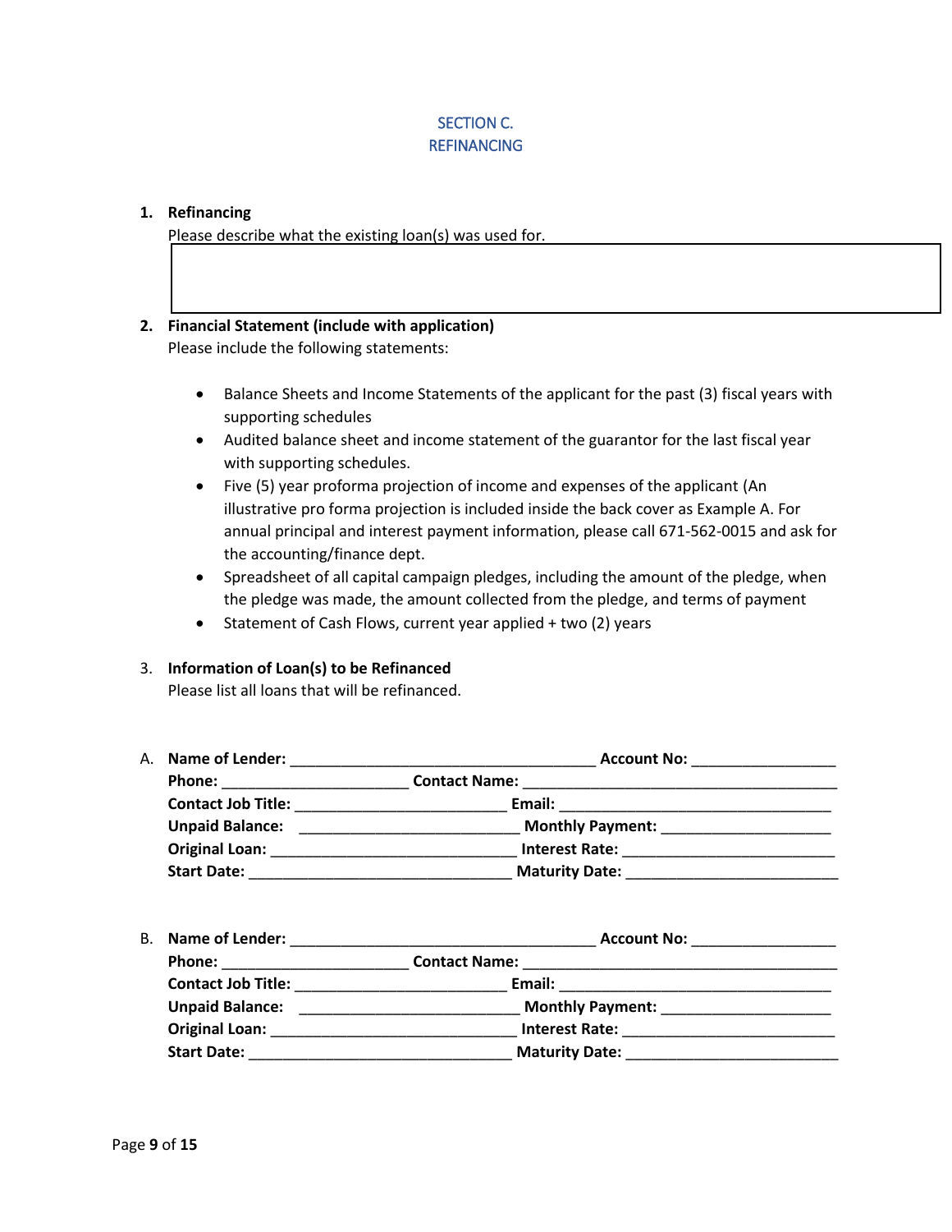## SECTION C.
## REFINANCING

1. **Refinancing**
   Please describe what the existing loan(s) was used for.

2. **Financial Statement (include with application)**
   Please include the following statements:

   - Balance Sheets and Income Statements of the applicant for the past (3) fiscal years with supporting schedules
   - Audited balance sheet and income statement of the guarantor for the last fiscal year with supporting schedules.
   - Five (5) year proforma projection of income and expenses of the applicant (An illustrative pro forma projection is included inside the back cover as Example A. For annual principal and interest payment information, please call 671-562-0015 and ask for the accounting/finance dept.
   - Spreadsheet of all capital campaign pledges, including the amount of the pledge, when the pledge was made, the amount collected from the pledge, and terms of payment
   - Statement of Cash Flows, current year applied + two (2) years

3. **Information of Loan(s) to be Refinanced**
   Please list all loans that will be refinanced.

A. **Name of Lender:** ____________________________________ **Account No:** _________________
**Phone:** _____________________ **Contact Name:** _____________________________________
**Contact Job Title:** _________________________ **Email:** ________________________________
**Unpaid Balance:** __________________________ **Monthly Payment:** ____________________
**Original Loan:** _____________________________ **Interest Rate:** ________________________
**Start Date:** _______________________________ **Maturity Date:** _________________________

B. **Name of Lender:** ____________________________________ **Account No:** _________________
**Phone:** _____________________ **Contact Name:** _____________________________________
**Contact Job Title:** _________________________ **Email:** ________________________________
**Unpaid Balance:** __________________________ **Monthly Payment:** ____________________
**Original Loan:** _____________________________ **Interest Rate:** ________________________
**Start Date:** _______________________________ **Maturity Date:** _________________________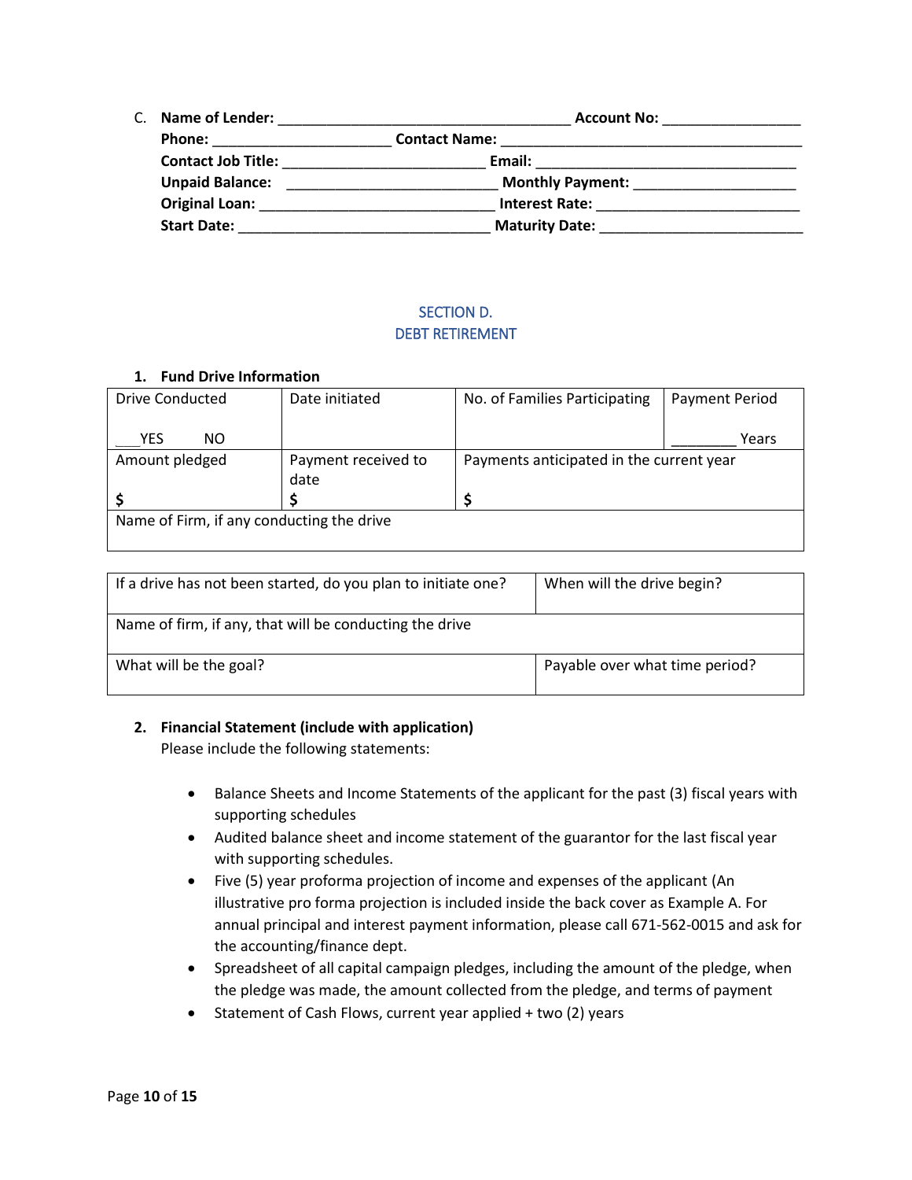C. **Name of Lender:** ____________________________________ **Account No:** _________________
**Phone:** ______________________ **Contact Name:** _____________________________________
**Contact Job Title:** _________________________ **Email:** ________________________________
**Unpaid Balance:** __________________________ **Monthly Payment:** ____________________
**Original Loan:** _____________________________ **Interest Rate:** ________________________
**Start Date:** _______________________________ **Maturity Date:** _________________________

## SECTION D.
## DEBT RETIREMENT

### 1. Fund Drive Information

| Drive Conducted<br><br>___YES NO | Date initiated | No. of Families Participating | Payment Period<br><br>________ Years |
|---|---|---|---|
| Amount pledged<br><br>$ | Payment received to date<br>$ | Payments anticipated in the current year<br><br>$ | |
| Name of Firm, if any conducting the drive | | | |

| If a drive has not been started, do you plan to initiate one? | When will the drive begin? |
|---|---|
| Name of firm, if any, that will be conducting the drive | |
| What will be the goal? | Payable over what time period? |

### 2. Financial Statement (include with application)

Please include the following statements:

- Balance Sheets and Income Statements of the applicant for the past (3) fiscal years with supporting schedules
- Audited balance sheet and income statement of the guarantor for the last fiscal year with supporting schedules.
- Five (5) year proforma projection of income and expenses of the applicant (An illustrative pro forma projection is included inside the back cover as Example A. For annual principal and interest payment information, please call 671-562-0015 and ask for the accounting/finance dept.
- Spreadsheet of all capital campaign pledges, including the amount of the pledge, when the pledge was made, the amount collected from the pledge, and terms of payment
- Statement of Cash Flows, current year applied + two (2) years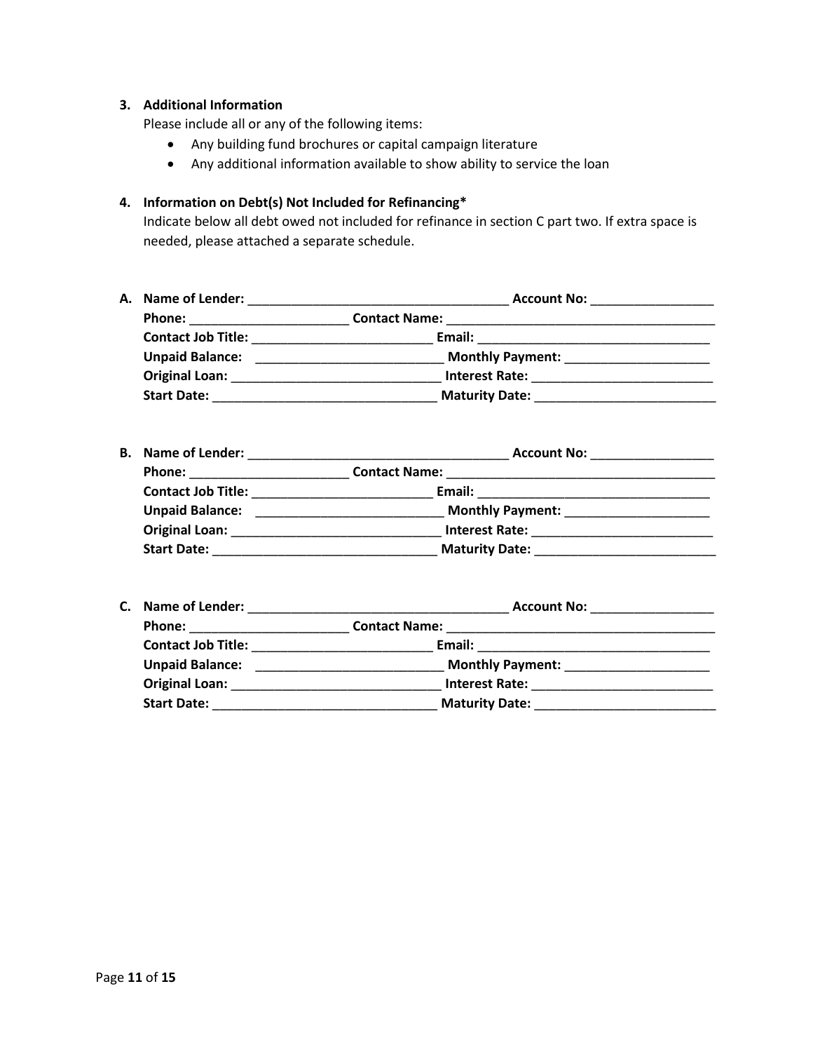**3. Additional Information**

Please include all or any of the following items:

- Any building fund brochures or capital campaign literature
- Any additional information available to show ability to service the loan

**4. Information on Debt(s) Not Included for Refinancing***

Indicate below all debt owed not included for refinance in section C part two. If extra space is needed, please attached a separate schedule.

**A. Name of Lender:** ____________________________________ **Account No:** _________________
**Phone:** _____________________ **Contact Name:** ____________________________________
**Contact Job Title:** _________________________ **Email:** ________________________________
**Unpaid Balance:** _________________________ **Monthly Payment:** ____________________
**Original Loan:** _____________________________ **Interest Rate:** ________________________
**Start Date:** ______________________________ **Maturity Date:** ________________________

**B. Name of Lender:** ____________________________________ **Account No:** _________________
**Phone:** _____________________ **Contact Name:** ____________________________________
**Contact Job Title:** _________________________ **Email:** ________________________________
**Unpaid Balance:** _________________________ **Monthly Payment:** ____________________
**Original Loan:** _____________________________ **Interest Rate:** ________________________
**Start Date:** ______________________________ **Maturity Date:** ________________________

**C. Name of Lender:** ____________________________________ **Account No:** _________________
**Phone:** _____________________ **Contact Name:** ____________________________________
**Contact Job Title:** _________________________ **Email:** ________________________________
**Unpaid Balance:** _________________________ **Monthly Payment:** ____________________
**Original Loan:** _____________________________ **Interest Rate:** ________________________
**Start Date:** ______________________________ **Maturity Date:** ________________________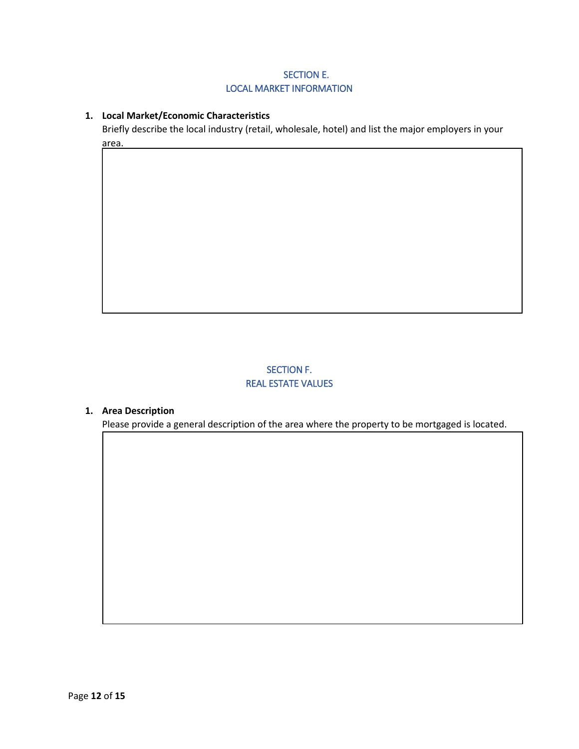## SECTION E.
## LOCAL MARKET INFORMATION

1. **Local Market/Economic Characteristics**
   Briefly describe the local industry (retail, wholesale, hotel) and list the major employers in your area.

## SECTION F.
## REAL ESTATE VALUES

1. **Area Description**
   Please provide a general description of the area where the property to be mortgaged is located.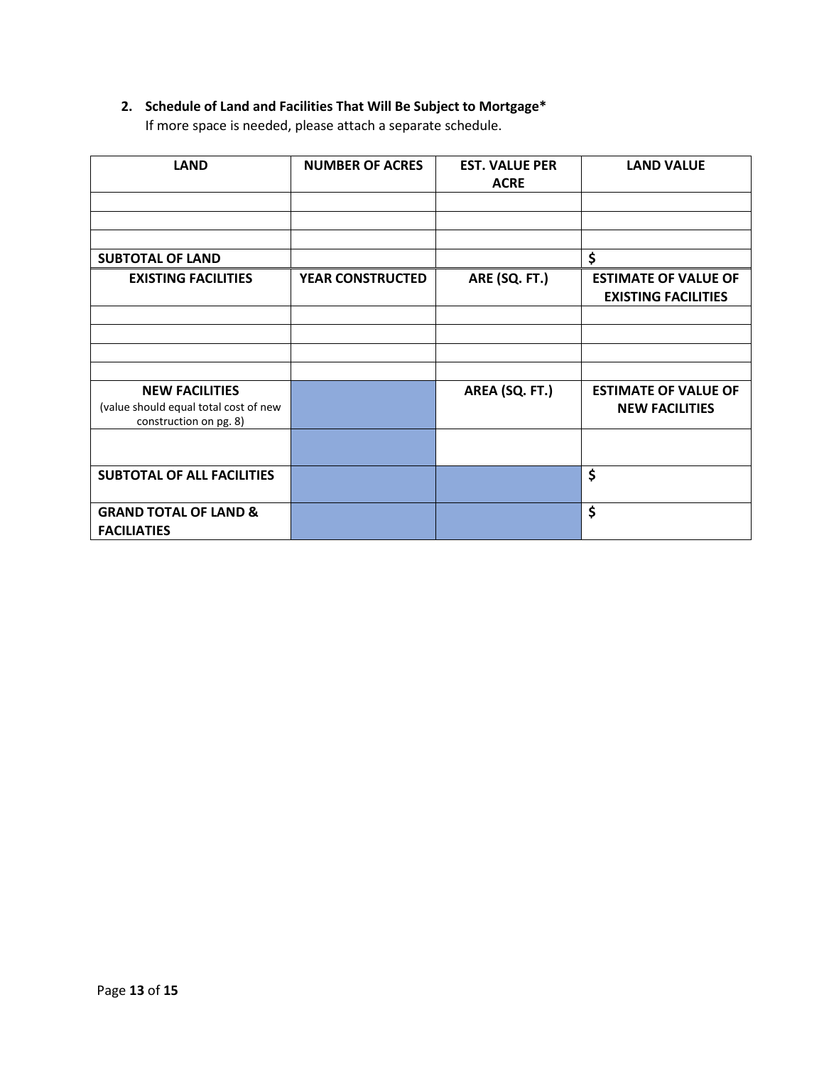**2. Schedule of Land and Facilities That Will Be Subject to Mortgage***

If more space is needed, please attach a separate schedule.

| LAND | NUMBER OF ACRES | EST. VALUE PER ACRE | LAND VALUE |
|---|---|---|---|
| | | | |
| | | | |
| | | | |
| **SUBTOTAL OF LAND** | | | **$** |
| **EXISTING FACILITIES** | **YEAR CONSTRUCTED** | **ARE (SQ. FT.)** | **ESTIMATE OF VALUE OF EXISTING FACILITIES** |
| | | | |
| | | | |
| | | | |
| | | | |
| **NEW FACILITIES** (value should equal total cost of new construction on pg. 8) | | **AREA (SQ. FT.)** | **ESTIMATE OF VALUE OF NEW FACILITIES** |
| | | | |
| **SUBTOTAL OF ALL FACILITIES** | | | **$** |
| **GRAND TOTAL OF LAND & FACILIATIES** | | | **$** |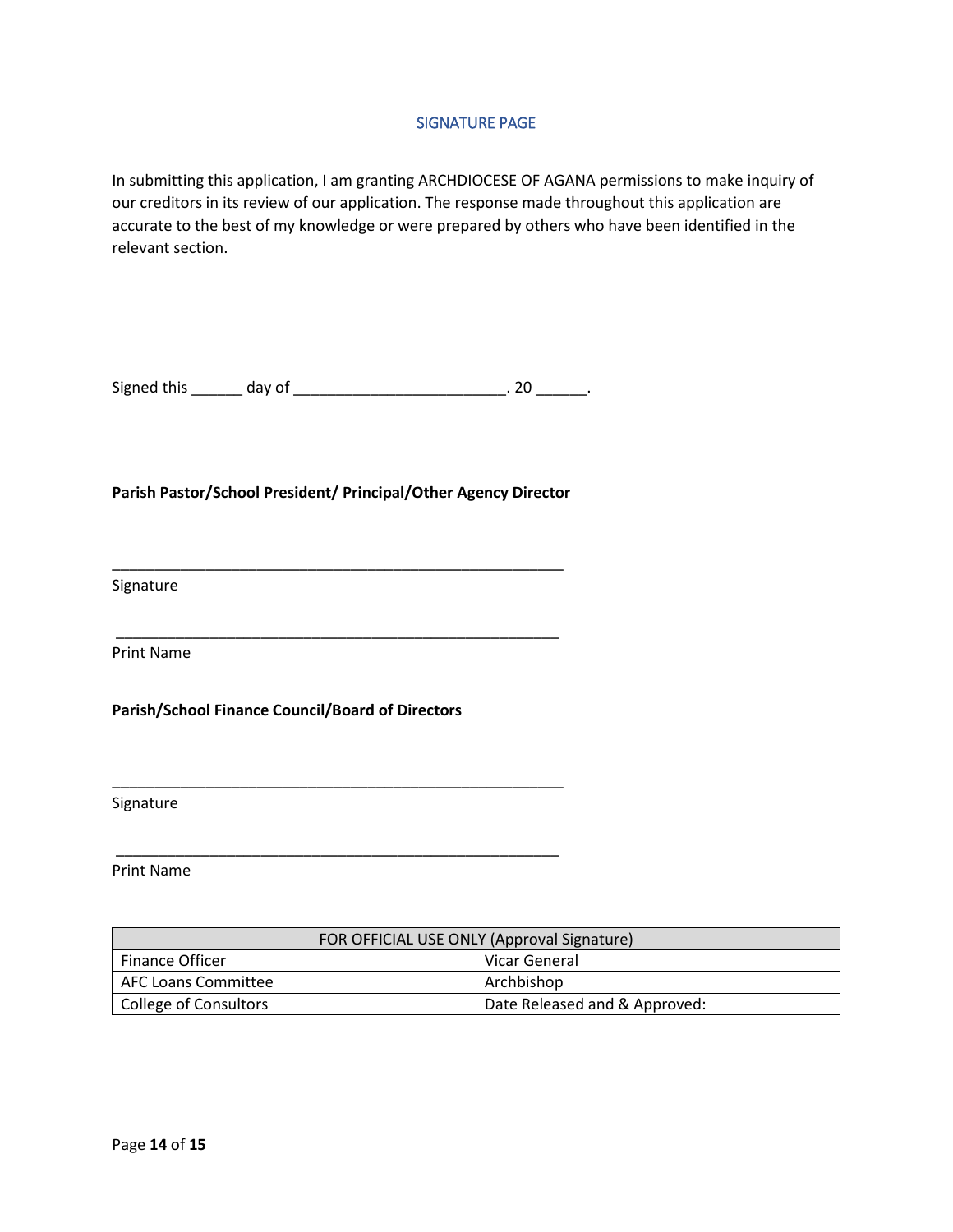## SIGNATURE PAGE

In submitting this application, I am granting ARCHDIOCESE OF AGANA permissions to make inquiry of our creditors in its review of our application. The response made throughout this application are accurate to the best of my knowledge or were prepared by others who have been identified in the relevant section.

Signed this ______ day of _________________________. 20 ______.

**Parish Pastor/School President/ Principal/Other Agency Director**

_____________________________________________________

Signature

_____________________________________________________

Print Name

**Parish/School Finance Council/Board of Directors**

_____________________________________________________

Signature

_____________________________________________________

Print Name

| FOR OFFICIAL USE ONLY (Approval Signature) | |
|---|---|
| Finance Officer | Vicar General |
| AFC Loans Committee | Archbishop |
| College of Consultors | Date Released and & Approved: |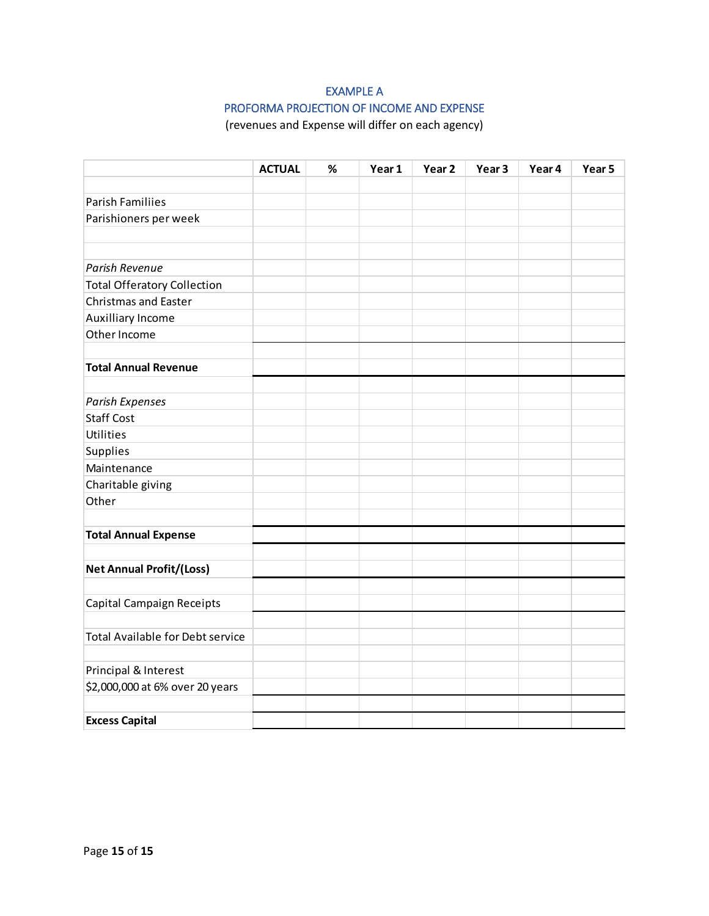EXAMPLE A

PROFORMA PROJECTION OF INCOME AND EXPENSE

(revenues and Expense will differ on each agency)

| | ACTUAL | % | Year 1 | Year 2 | Year 3 | Year 4 | Year 5 |
|---|---|---|---|---|---|---|---|
| | | | | | | | |
| Parish Familiies | | | | | | | |
| Parishioners per week | | | | | | | |
| | | | | | | | |
| | | | | | | | |
| *Parish Revenue* | | | | | | | |
| Total Offeratory Collection | | | | | | | |
| Christmas and Easter | | | | | | | |
| Auxilliary Income | | | | | | | |
| Other Income | | | | | | | |
| | | | | | | | |
| **Total Annual Revenue** | | | | | | | |
| | | | | | | | |
| *Parish Expenses* | | | | | | | |
| Staff Cost | | | | | | | |
| Utilities | | | | | | | |
| Supplies | | | | | | | |
| Maintenance | | | | | | | |
| Charitable giving | | | | | | | |
| Other | | | | | | | |
| | | | | | | | |
| **Total Annual Expense** | | | | | | | |
| | | | | | | | |
| **Net Annual Profit/(Loss)** | | | | | | | |
| | | | | | | | |
| Capital Campaign Receipts | | | | | | | |
| | | | | | | | |
| Total Available for Debt service | | | | | | | |
| | | | | | | | |
| Principal & Interest | | | | | | | |
| $2,000,000 at 6% over 20 years | | | | | | | |
| | | | | | | | |
| **Excess Capital** | | | | | | | |